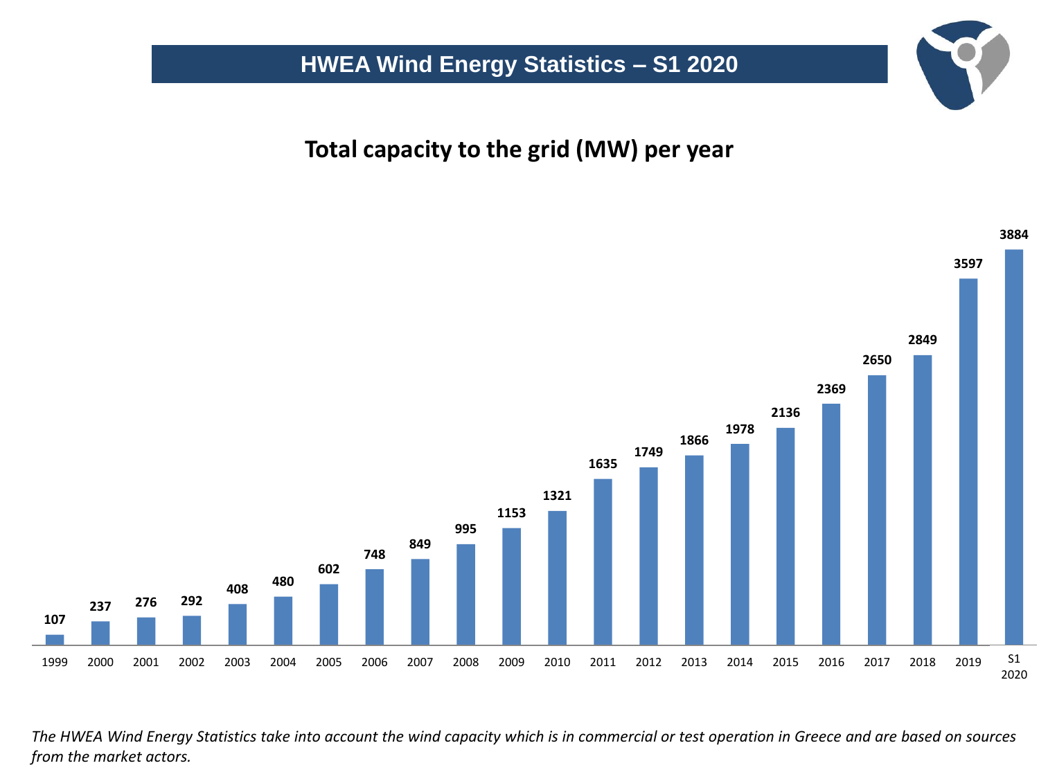# HWEA Wind Energy Statistics – S1 2020

## Total capacity to the grid (MW) per year

| Year | Capacity (MW) |
|---|---|
| 1999 | 107 |
| 2000 | 237 |
| 2001 | 276 |
| 2002 | 292 |
| 2003 | 408 |
| 2004 | 480 |
| 2005 | 602 |
| 2006 | 748 |
| 2007 | 849 |
| 2008 | 995 |
| 2009 | 1153 |
| 2010 | 1321 |
| 2011 | 1635 |
| 2012 | 1749 |
| 2013 | 1866 |
| 2014 | 1978 |
| 2015 | 2136 |
| 2016 | 2369 |
| 2017 | 2650 |
| 2018 | 2849 |
| 2019 | 3597 |
| S1 2020 | 3884 |

*The HWEA Wind Energy Statistics take into account the wind capacity which is in commercial or test operation in Greece and are based on sources from the market actors.*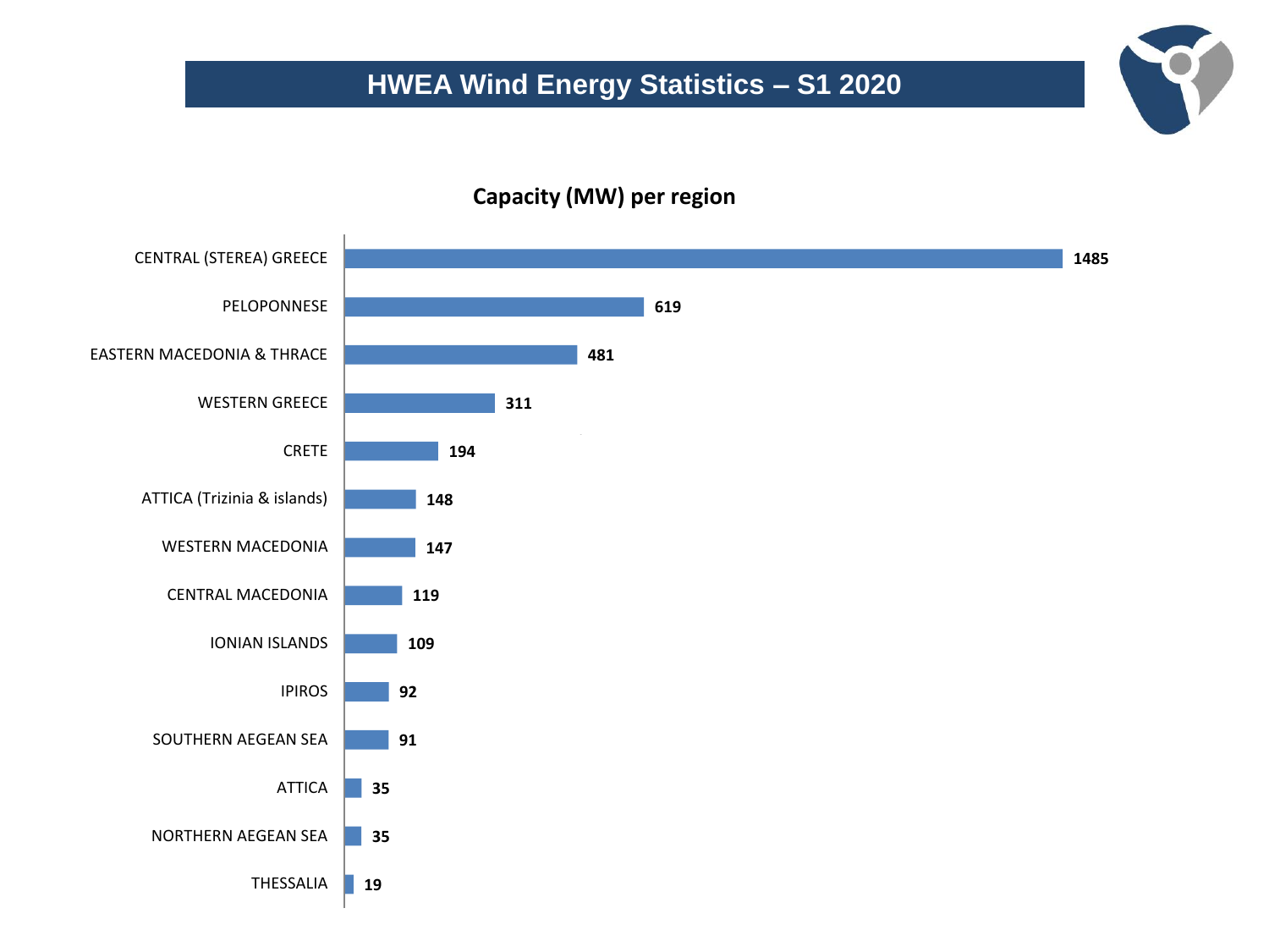# HWEA Wind Energy Statistics – S1 2020

## Capacity (MW) per region

| Region | Capacity (MW) |
|---|---|
| CENTRAL (STEREA) GREECE | 1485 |
| PELOPONNESE | 619 |
| EASTERN MACEDONIA & THRACE | 481 |
| WESTERN GREECE | 311 |
| CRETE | 194 |
| ATTICA (Trizinia & islands) | 148 |
| WESTERN MACEDONIA | 147 |
| CENTRAL MACEDONIA | 119 |
| IONIAN ISLANDS | 109 |
| IPIROS | 92 |
| SOUTHERN AEGEAN SEA | 91 |
| ATTICA | 35 |
| NORTHERN AEGEAN SEA | 35 |
| THESSALIA | 19 |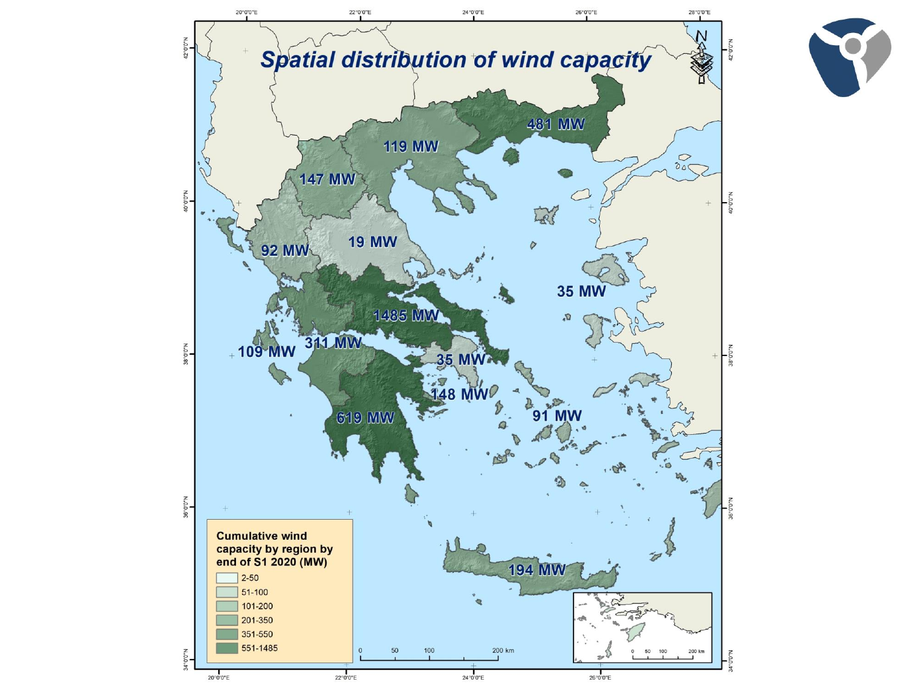# Spatial distribution of wind capacity

481 MW

119 MW

147 MW

19 MW

92 MW

35 MW

1485 MW

311 MW

109 MW

35 MW

148 MW

91 MW

619 MW

194 MW

**Cumulative wind capacity by region by end of S1 2020 (MW)**

- 2-50
- 51-100
- 101-200
- 201-350
- 351-550
- 551-1485

0 50 100 200 km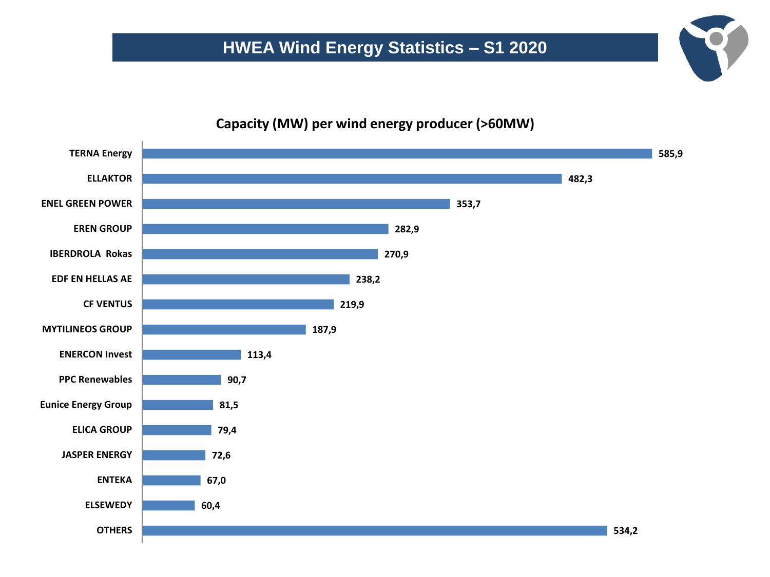# HWEA Wind Energy Statistics – S1 2020

## Capacity (MW) per wind energy producer (>60MW)

| Producer | Capacity (MW) |
|---|---|
| TERNA Energy | 585,9 |
| ELLAKTOR | 482,3 |
| ENEL GREEN POWER | 353,7 |
| EREN GROUP | 282,9 |
| IBERDROLA Rokas | 270,9 |
| EDF EN HELLAS AE | 238,2 |
| CF VENTUS | 219,9 |
| MYTILINEOS GROUP | 187,9 |
| ENERCON Invest | 113,4 |
| PPC Renewables | 90,7 |
| Eunice Energy Group | 81,5 |
| ELICA GROUP | 79,4 |
| JASPER ENERGY | 72,6 |
| ENTEKA | 67,0 |
| ELSEWEDY | 60,4 |
| OTHERS | 534,2 |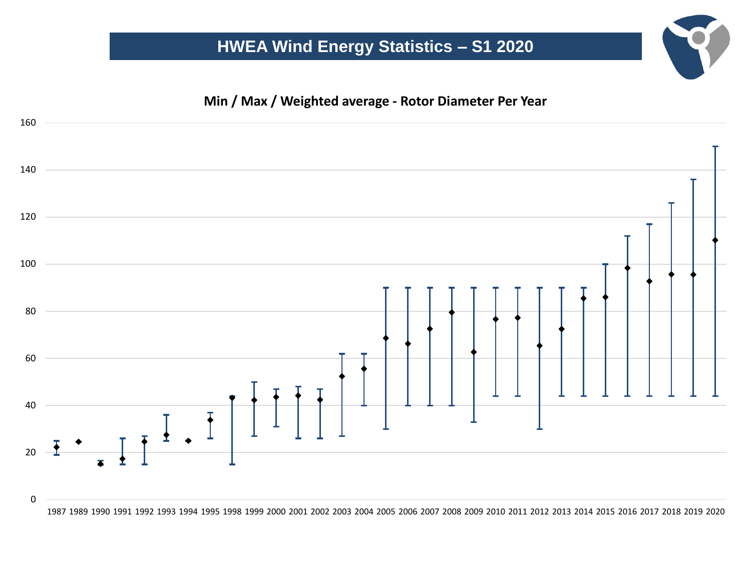# HWEA Wind Energy Statistics – S1 2020

## Min / Max / Weighted average - Rotor Diameter Per Year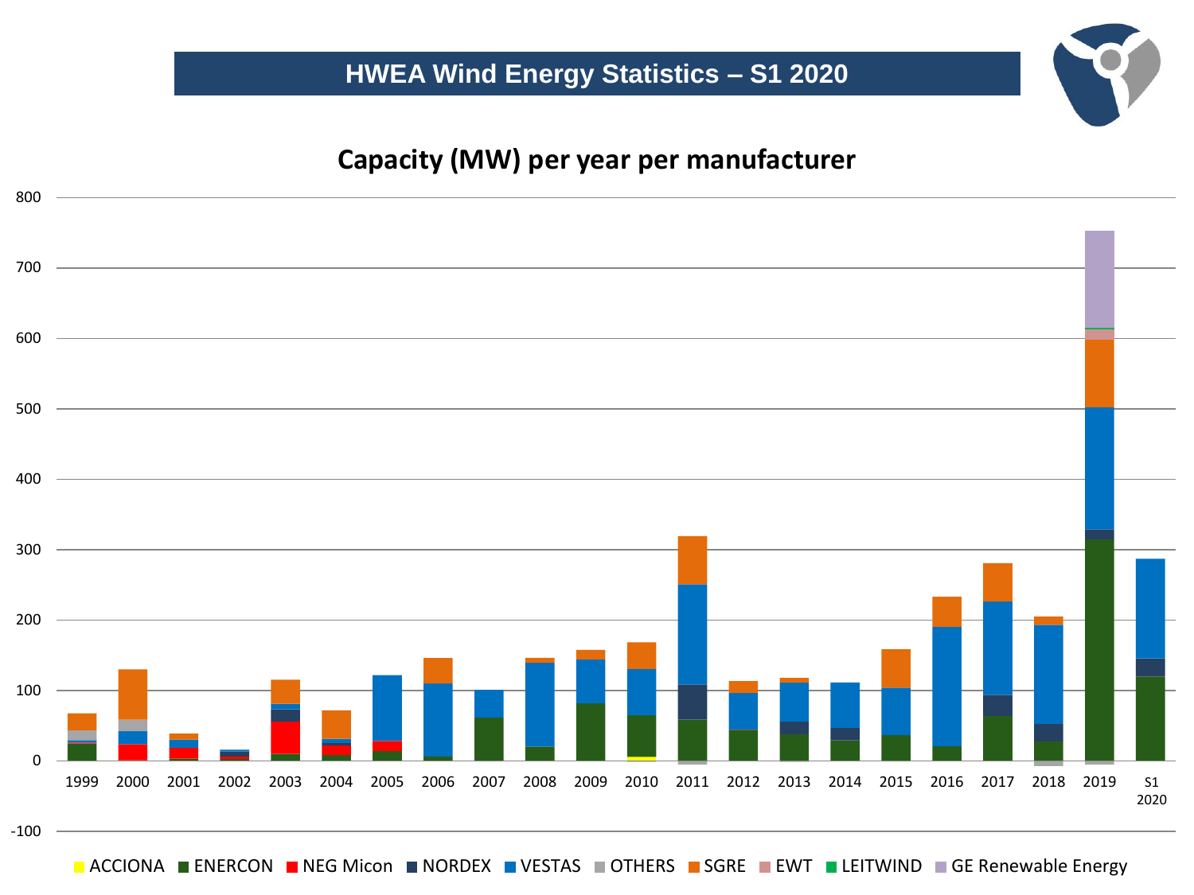## HWEA Wind Energy Statistics – S1 2020

### Capacity (MW) per year per manufacturer

800
700
600
500
400
300
200
100
0
-100

1999 2000 2001 2002 2003 2004 2005 2006 2007 2008 2009 2010 2011 2012 2013 2014 2015 2016 2017 2018 2019 S1 2020

ACCIONA ENERCON NEG Micon NORDEX VESTAS OTHERS SGRE EWT LEITWIND GE Renewable Energy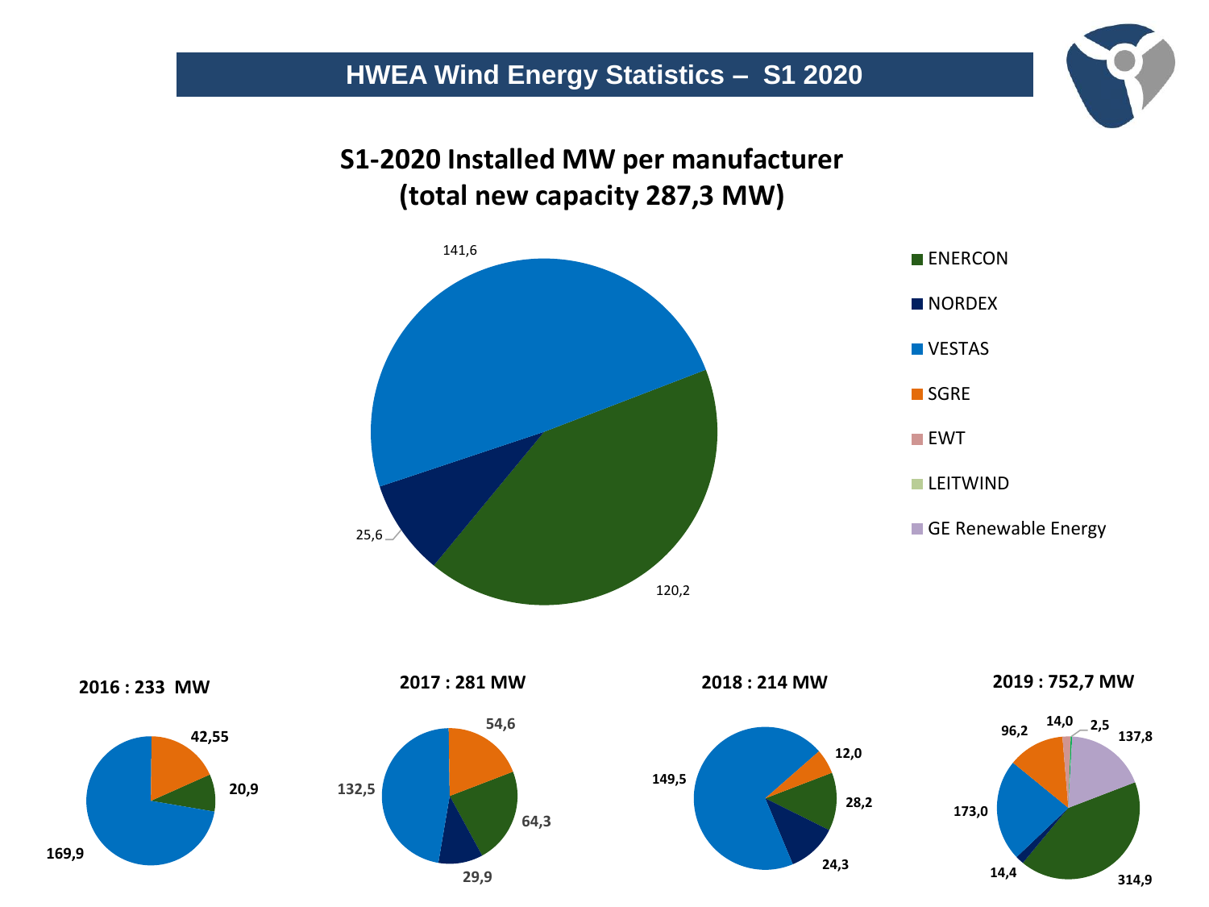# HWEA Wind Energy Statistics – S1 2020

## S1-2020 Installed MW per manufacturer (total new capacity 287,3 MW)

| Manufacturer | MW |
|---|---|
| VESTAS | 141,6 |
| ENERCON | 120,2 |
| NORDEX | 25,6 |

Legend: ENERCON, NORDEX, VESTAS, SGRE, EWT, LEITWIND, GE Renewable Energy

**2016 : 233 MW**

| Manufacturer | MW |
|---|---|
| VESTAS | 169,9 |
| SGRE | 42,55 |
| ENERCON | 20,9 |

**2017 : 281 MW**

| Manufacturer | MW |
|---|---|
| VESTAS | 132,5 |
| SGRE | 54,6 |
| ENERCON | 64,3 |
| NORDEX | 29,9 |

**2018 : 214 MW**

| Manufacturer | MW |
|---|---|
| VESTAS | 149,5 |
| SGRE | 12,0 |
| ENERCON | 28,2 |
| NORDEX | 24,3 |

**2019 : 752,7 MW**

| Manufacturer | MW |
|---|---|
| ENERCON | 314,9 |
| VESTAS | 173,0 |
| GE Renewable Energy | 137,8 |
| SGRE | 96,2 |
| NORDEX | 14,4 |
| EWT | 14,0 |
| LEITWIND | 2,5 |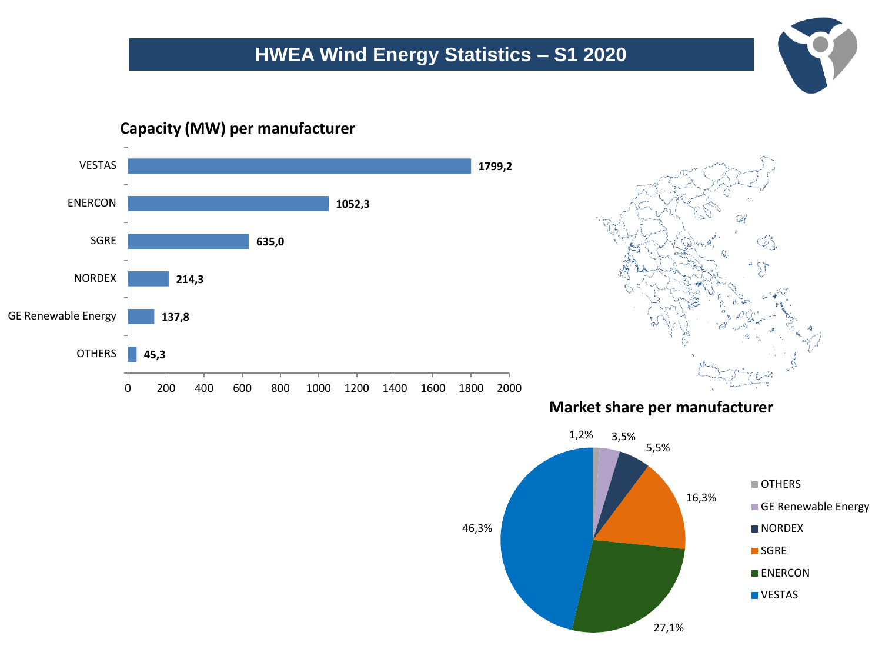# HWEA Wind Energy Statistics – S1 2020

## Capacity (MW) per manufacturer

VESTAS 1799,2

ENERCON 1052,3

SGRE 635,0

NORDEX 214,3

GE Renewable Energy 137,8

OTHERS 45,3

0 200 400 600 800 1000 1200 1400 1600 1800 2000

## Market share per manufacturer

1,2%

3,5%

5,5%

16,3%

27,1%

46,3%

OTHERS

GE Renewable Energy

NORDEX

SGRE

ENERCON

VESTAS